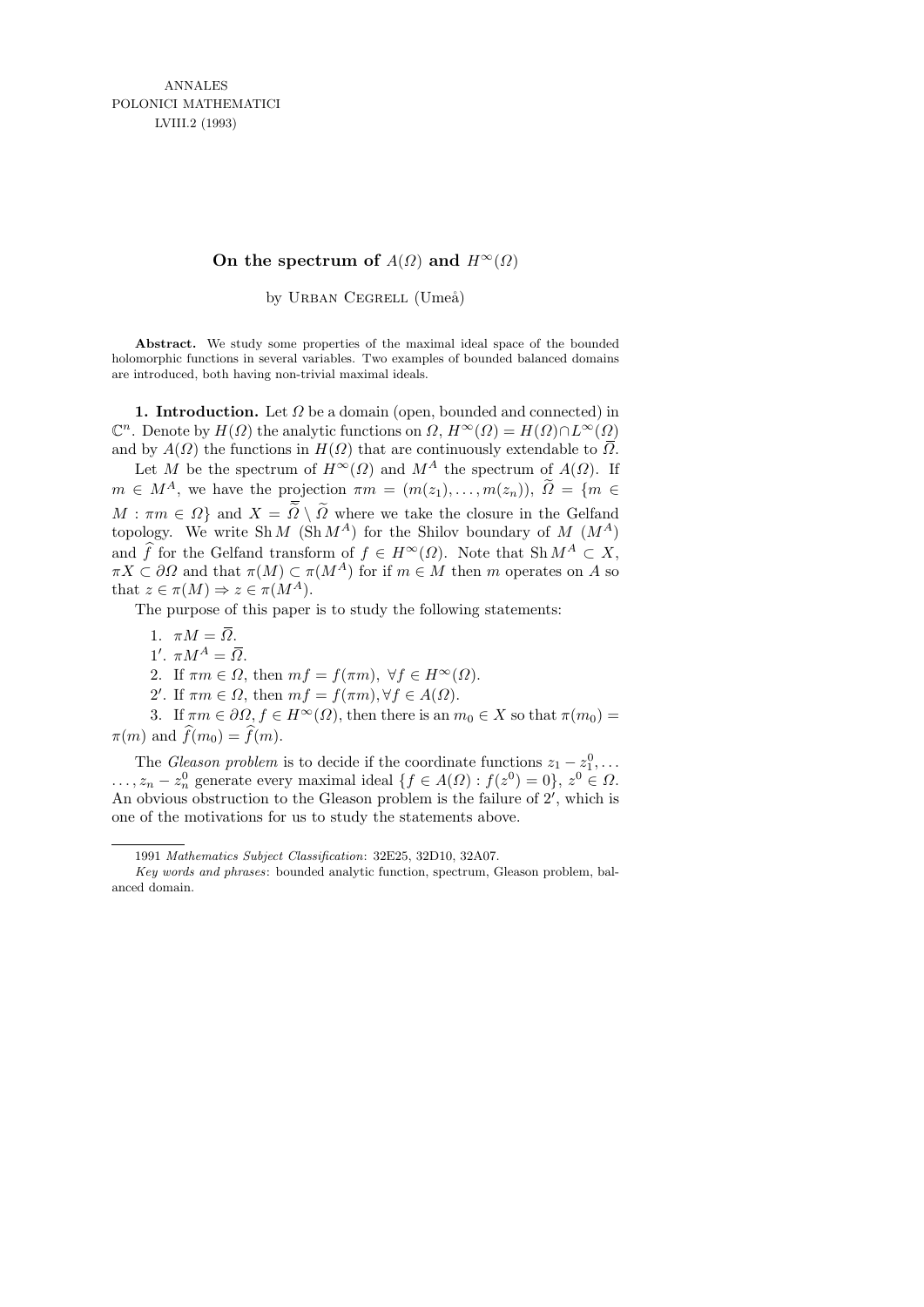ANNALES
POLONICI MATHEMATICI
LVIII.2 (1993)

# On the spectrum of $A(\Omega)$ and $H^\infty(\Omega)$

by Urban Cegrell (Umeå)

**Abstract.** We study some properties of the maximal ideal space of the bounded holomorphic functions in several variables. Two examples of bounded balanced domains are introduced, both having non-trivial maximal ideals.

**1. Introduction.** Let $\Omega$ be a domain (open, bounded and connected) in $\mathbb{C}^n$. Denote by $H(\Omega)$ the analytic functions on $\Omega$, $H^\infty(\Omega) = H(\Omega) \cap L^\infty(\Omega)$ and by $A(\Omega)$ the functions in $H(\Omega)$ that are continuously extendable to $\overline{\Omega}$.

Let $M$ be the spectrum of $H^\infty(\Omega)$ and $M^A$ the spectrum of $A(\Omega)$. If $m \in M^A$, we have the projection $\pi m = (m(z_1), \ldots, m(z_n))$, $\widetilde{\Omega} = \{m \in M : \pi m \in \Omega\}$ and $X = \overline{\widetilde{\Omega}} \setminus \widetilde{\Omega}$ where we take the closure in the Gelfand topology. We write $\operatorname{Sh} M$ ($\operatorname{Sh} M^A$) for the Shilov boundary of $M$ ($M^A$) and $\widehat{f}$ for the Gelfand transform of $f \in H^\infty(\Omega)$. Note that $\operatorname{Sh} M^A \subset X$, $\pi X \subset \partial\Omega$ and that $\pi(M) \subset \pi(M^A)$ for if $m \in M$ then $m$ operates on $A$ so that $z \in \pi(M) \Rightarrow z \in \pi(M^A)$.

The purpose of this paper is to study the following statements:

1. $\pi M = \overline{\Omega}$.

1′. $\pi M^A = \overline{\Omega}$.

2. If $\pi m \in \Omega$, then $mf = f(\pi m)$, $\forall f \in H^\infty(\Omega)$.

2′. If $\pi m \in \Omega$, then $mf = f(\pi m), \forall f \in A(\Omega)$.

3. If $\pi m \in \partial\Omega$, $f \in H^\infty(\Omega)$, then there is an $m_0 \in X$ so that $\pi(m_0) = \pi(m)$ and $\widehat{f}(m_0) = \widehat{f}(m)$.

The *Gleason problem* is to decide if the coordinate functions $z_1 - z_1^0, \ldots$ $\ldots, z_n - z_n^0$ generate every maximal ideal $\{f \in A(\Omega) : f(z^0) = 0\}$, $z^0 \in \Omega$. An obvious obstruction to the Gleason problem is the failure of 2′, which is one of the motivations for us to study the statements above.

---

1991 *Mathematics Subject Classification*: 32E25, 32D10, 32A07.

*Key words and phrases*: bounded analytic function, spectrum, Gleason problem, balanced domain.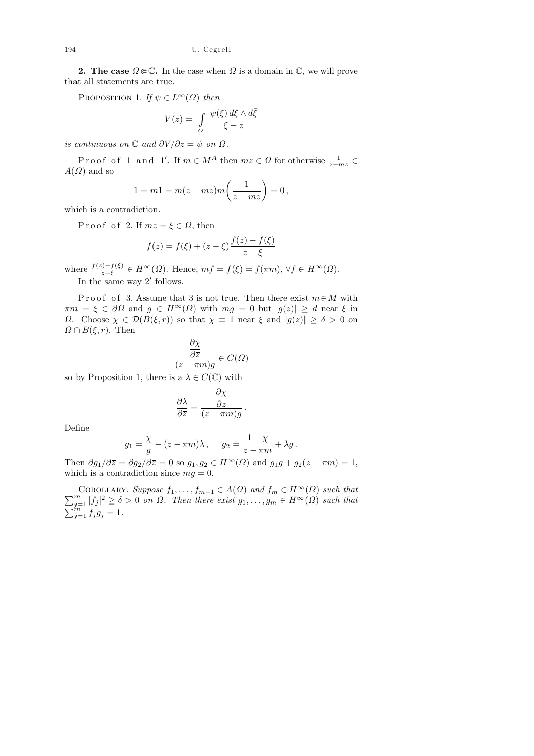**2. The case $\Omega \Subset \mathbb{C}$.** In the case when $\Omega$ is a domain in $\mathbb{C}$, we will prove that all statements are true.

PROPOSITION 1. *If $\psi \in L^\infty(\Omega)$ then*

$$V(z) = \int_{\Omega} \frac{\psi(\xi)\, d\xi \wedge d\bar{\xi}}{\xi - z}$$

*is continuous on $\mathbb{C}$ and $\partial V/\partial \overline{z} = \psi$ on $\Omega$.*

Proof of 1 and 1′. If $m \in M^A$ then $mz \in \overline{\Omega}$ for otherwise $\frac{1}{z - mz} \in A(\Omega)$ and so

$$1 = m1 = m(z - mz)m\left(\frac{1}{z - mz}\right) = 0\,,$$

which is a contradiction.

Proof of 2. If $mz = \xi \in \Omega$, then

$$f(z) = f(\xi) + (z - \xi)\frac{f(z) - f(\xi)}{z - \xi}$$

where $\frac{f(z)-f(\xi)}{z-\xi} \in H^\infty(\Omega)$. Hence, $mf = f(\xi) = f(\pi m)$, $\forall f \in H^\infty(\Omega)$.

In the same way 2′ follows.

Proof of 3. Assume that 3 is not true. Then there exist $m \in M$ with $\pi m = \xi \in \partial\Omega$ and $g \in H^\infty(\Omega)$ with $mg = 0$ but $|g(z)| \geq d$ near $\xi$ in $\Omega$. Choose $\chi \in \mathcal{D}(B(\xi, r))$ so that $\chi \equiv 1$ near $\xi$ and $|g(z)| \geq \delta > 0$ on $\Omega \cap B(\xi, r)$. Then

$$\frac{\dfrac{\partial \chi}{\partial \overline{z}}}{(z - \pi m)g} \in C(\overline{\Omega})$$

so by Proposition 1, there is a $\lambda \in C(\mathbb{C})$ with

$$\frac{\partial \lambda}{\partial \overline{z}} = \frac{\dfrac{\partial \chi}{\partial \overline{z}}}{(z - \pi m)g}\,.$$

Define

$$g_1 = \frac{\chi}{g} - (z - \pi m)\lambda\,, \qquad g_2 = \frac{1 - \chi}{z - \pi m} + \lambda g\,.$$

Then $\partial g_1/\partial \overline{z} = \partial g_2/\partial \overline{z} = 0$ so $g_1, g_2 \in H^\infty(\Omega)$ and $g_1 g + g_2(z - \pi m) = 1$, which is a contradiction since $mg = 0$.

COROLLARY. *Suppose $f_1, \ldots, f_{m-1} \in A(\Omega)$ and $f_m \in H^\infty(\Omega)$ such that $\sum_{j=1}^m |f_j|^2 \geq \delta > 0$ on $\Omega$. Then there exist $g_1, \ldots, g_m \in H^\infty(\Omega)$ such that $\sum_{j=1}^m f_j g_j = 1$.*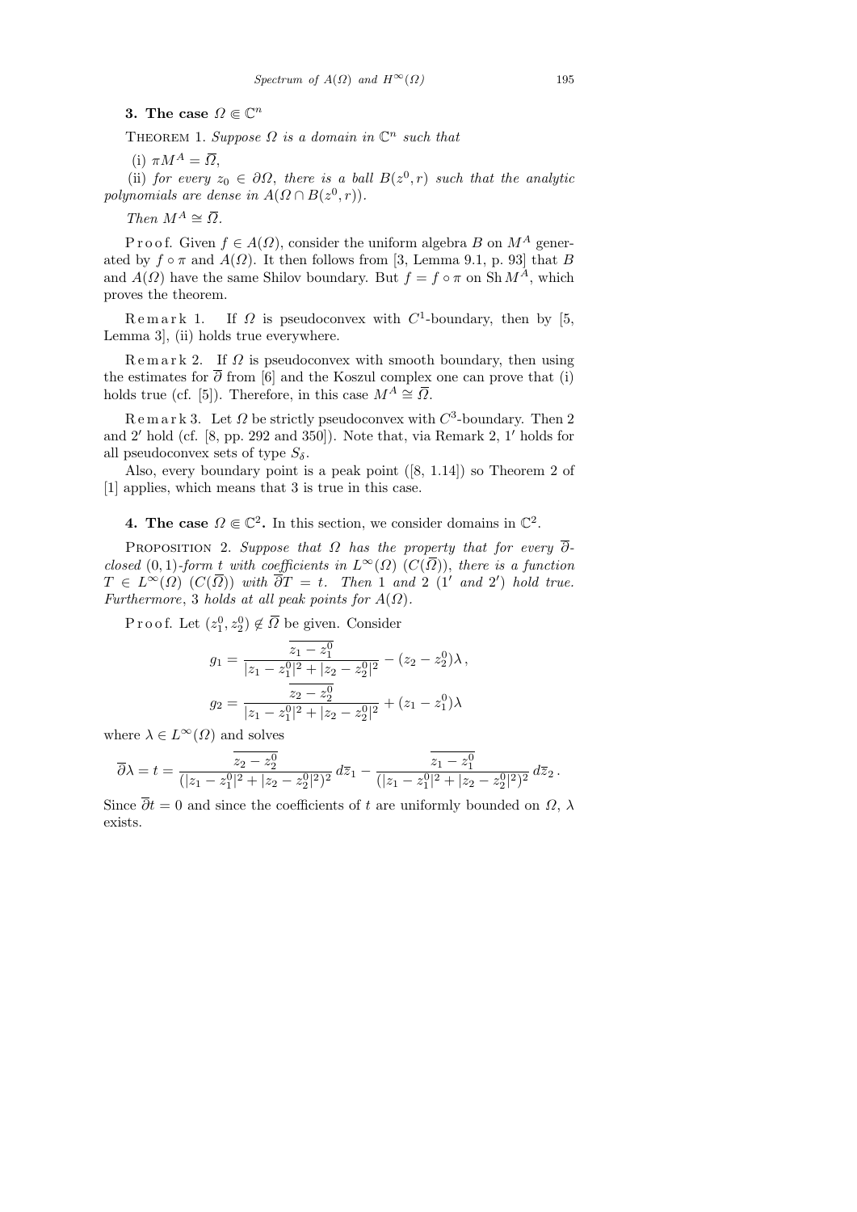## 3. The case $\Omega \Subset \mathbb{C}^n$

THEOREM 1. *Suppose $\Omega$ is a domain in $\mathbb{C}^n$ such that*

(i) $\pi M^A = \overline{\Omega}$,

(ii) *for every $z_0 \in \partial\Omega$, there is a ball $B(z^0, r)$ such that the analytic polynomials are dense in $A(\Omega \cap B(z^0, r))$.*

*Then $M^A \cong \overline{\Omega}$.*

Proof. Given $f \in A(\Omega)$, consider the uniform algebra $B$ on $M^A$ generated by $f \circ \pi$ and $A(\Omega)$. It then follows from [3, Lemma 9.1, p. 93] that $B$ and $A(\Omega)$ have the same Shilov boundary. But $f = f \circ \pi$ on $\mathrm{Sh}\, M^A$, which proves the theorem.

Remark 1. If $\Omega$ is pseudoconvex with $C^1$-boundary, then by [5, Lemma 3], (ii) holds true everywhere.

Remark 2. If $\Omega$ is pseudoconvex with smooth boundary, then using the estimates for $\overline{\partial}$ from [6] and the Koszul complex one can prove that (i) holds true (cf. [5]). Therefore, in this case $M^A \cong \overline{\Omega}$.

Remark 3. Let $\Omega$ be strictly pseudoconvex with $C^3$-boundary. Then 2 and 2′ hold (cf. [8, pp. 292 and 350]). Note that, via Remark 2, 1′ holds for all pseudoconvex sets of type $S_\delta$.

Also, every boundary point is a peak point ([8, 1.14]) so Theorem 2 of [1] applies, which means that 3 is true in this case.

## 4. The case $\Omega \Subset \mathbb{C}^2$.

In this section, we consider domains in $\mathbb{C}^2$.

PROPOSITION 2. *Suppose that $\Omega$ has the property that for every $\overline{\partial}$-closed $(0,1)$-form $t$ with coefficients in $L^\infty(\Omega)$ $(C(\overline{\Omega}))$, there is a function $T \in L^\infty(\Omega)$ $(C(\overline{\Omega}))$ with $\overline{\partial} T = t$. Then 1 and 2 (1′ and 2′) hold true. Furthermore, 3 holds at all peak points for $A(\Omega)$.*

Proof. Let $(z_1^0, z_2^0) \notin \overline{\Omega}$ be given. Consider

$$g_1 = \frac{\overline{z_1 - z_1^0}}{|z_1 - z_1^0|^2 + |z_2 - z_2^0|^2} - (z_2 - z_2^0)\lambda\,,$$

$$g_2 = \frac{\overline{z_2 - z_2^0}}{|z_1 - z_1^0|^2 + |z_2 - z_2^0|^2} + (z_1 - z_1^0)\lambda$$

where $\lambda \in L^\infty(\Omega)$ and solves

$$\overline{\partial}\lambda = t = \frac{\overline{z_2 - z_2^0}}{(|z_1 - z_1^0|^2 + |z_2 - z_2^0|^2)^2}\, d\overline{z}_1 - \frac{\overline{z_1 - z_1^0}}{(|z_1 - z_1^0|^2 + |z_2 - z_2^0|^2)^2}\, d\overline{z}_2\,.$$

Since $\overline{\partial} t = 0$ and since the coefficients of $t$ are uniformly bounded on $\Omega$, $\lambda$ exists.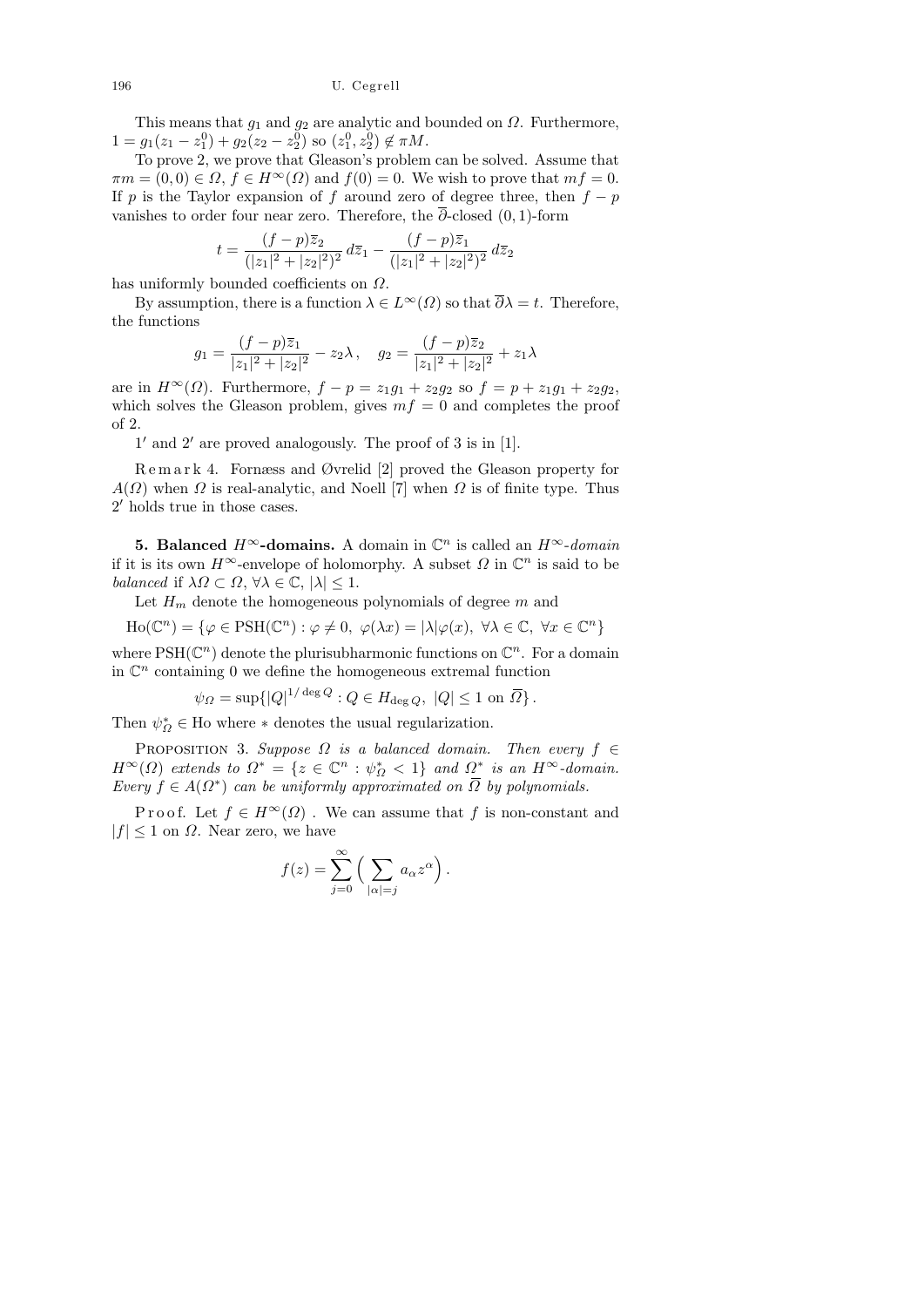This means that $g_1$ and $g_2$ are analytic and bounded on $\Omega$. Furthermore, $1 = g_1(z_1 - z_1^0) + g_2(z_2 - z_2^0)$ so $(z_1^0, z_2^0) \notin \pi M$.

To prove 2, we prove that Gleason's problem can be solved. Assume that $\pi m = (0,0) \in \Omega$, $f \in H^\infty(\Omega)$ and $f(0) = 0$. We wish to prove that $mf = 0$. If $p$ is the Taylor expansion of $f$ around zero of degree three, then $f - p$ vanishes to order four near zero. Therefore, the $\overline{\partial}$-closed $(0,1)$-form

$$t = \frac{(f-p)\overline{z}_2}{(|z_1|^2 + |z_2|^2)^2}\, d\overline{z}_1 - \frac{(f-p)\overline{z}_1}{(|z_1|^2 + |z_2|^2)^2}\, d\overline{z}_2$$

has uniformly bounded coefficients on $\Omega$.

By assumption, there is a function $\lambda \in L^\infty(\Omega)$ so that $\overline{\partial}\lambda = t$. Therefore, the functions

$$g_1 = \frac{(f-p)\overline{z}_1}{|z_1|^2 + |z_2|^2} - z_2\lambda\,, \quad g_2 = \frac{(f-p)\overline{z}_2}{|z_1|^2 + |z_2|^2} + z_1\lambda$$

are in $H^\infty(\Omega)$. Furthermore, $f - p = z_1 g_1 + z_2 g_2$ so $f = p + z_1 g_1 + z_2 g_2$, which solves the Gleason problem, gives $mf = 0$ and completes the proof of 2.

$1'$ and $2'$ are proved analogously. The proof of 3 is in [1].

Remark 4. Fornæss and Øvrelid [2] proved the Gleason property for $A(\Omega)$ when $\Omega$ is real-analytic, and Noell [7] when $\Omega$ is of finite type. Thus $2'$ holds true in those cases.

**5. Balanced $H^\infty$-domains.** A domain in $\mathbb{C}^n$ is called an *$H^\infty$-domain* if it is its own $H^\infty$-envelope of holomorphy. A subset $\Omega$ in $\mathbb{C}^n$ is said to be *balanced* if $\lambda\Omega \subset \Omega$, $\forall \lambda \in \mathbb{C}$, $|\lambda| \le 1$.

Let $H_m$ denote the homogeneous polynomials of degree $m$ and

$$\mathrm{Ho}(\mathbb{C}^n) = \{\varphi \in \mathrm{PSH}(\mathbb{C}^n) : \varphi \ne 0,\ \varphi(\lambda x) = |\lambda|\varphi(x),\ \forall \lambda \in \mathbb{C},\ \forall x \in \mathbb{C}^n\}$$

where $\mathrm{PSH}(\mathbb{C}^n)$ denote the plurisubharmonic functions on $\mathbb{C}^n$. For a domain in $\mathbb{C}^n$ containing 0 we define the homogeneous extremal function

$$\psi_\Omega = \sup\{|Q|^{1/\deg Q} : Q \in H_{\deg Q},\ |Q| \le 1 \text{ on } \overline{\Omega}\}\,.$$

Then $\psi_\Omega^* \in \mathrm{Ho}$ where $*$ denotes the usual regularization.

Proposition 3. *Suppose $\Omega$ is a balanced domain. Then every $f \in H^\infty(\Omega)$ extends to $\Omega^* = \{z \in \mathbb{C}^n : \psi_\Omega^* < 1\}$ and $\Omega^*$ is an $H^\infty$-domain. Every $f \in A(\Omega^*)$ can be uniformly approximated on $\overline{\Omega}$ by polynomials.*

Proof. Let $f \in H^\infty(\Omega)$ . We can assume that $f$ is non-constant and $|f| \le 1$ on $\Omega$. Near zero, we have

$$f(z) = \sum_{j=0}^\infty \Big( \sum_{|\alpha| = j} a_\alpha z^\alpha \Big)\,.$$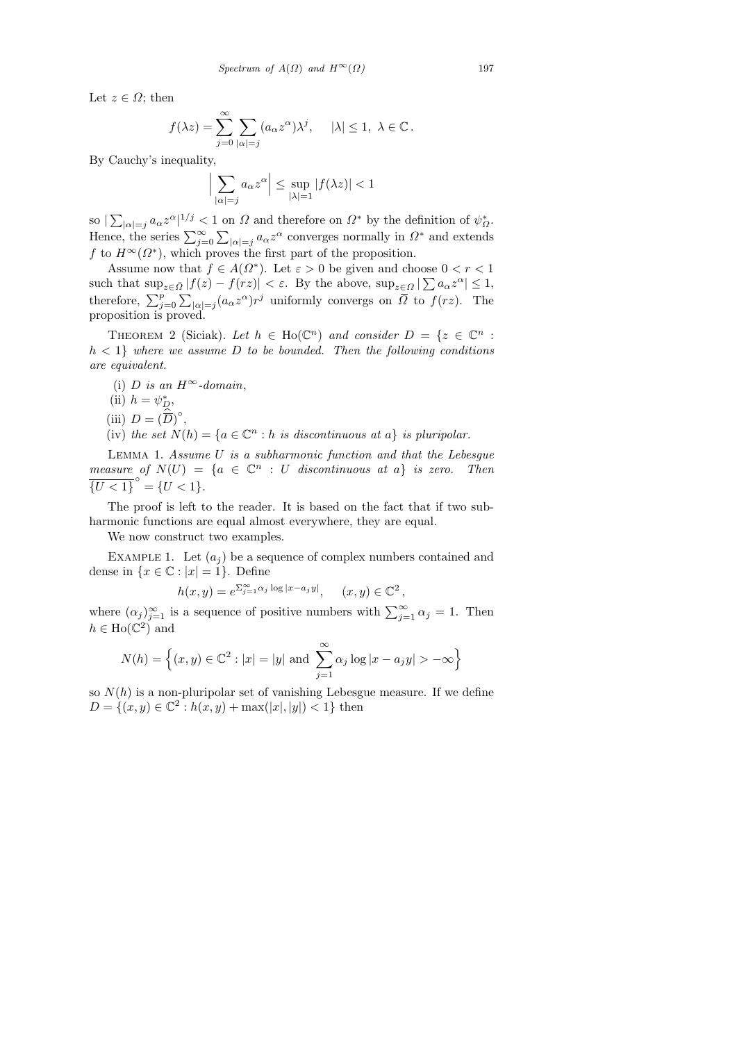Let $z \in \Omega$; then

$$f(\lambda z) = \sum_{j=0}^{\infty} \sum_{|\alpha|=j} (a_\alpha z^\alpha)\lambda^j, \quad |\lambda| \le 1,\ \lambda \in \mathbb{C}\,.$$

By Cauchy's inequality,

$$\Big| \sum_{|\alpha|=j} a_\alpha z^\alpha \Big| \le \sup_{|\lambda|=1} |f(\lambda z)| < 1$$

so $|\sum_{|\alpha|=j} a_\alpha z^\alpha|^{1/j} < 1$ on $\Omega$ and therefore on $\Omega^*$ by the definition of $\psi_\Omega^*$. Hence, the series $\sum_{j=0}^\infty \sum_{|\alpha|=j} a_\alpha z^\alpha$ converges normally in $\Omega^*$ and extends $f$ to $H^\infty(\Omega^*)$, which proves the first part of the proposition.

Assume now that $f \in A(\Omega^*)$. Let $\varepsilon > 0$ be given and choose $0 < r < 1$ such that $\sup_{z \in \bar{\Omega}} |f(z) - f(rz)| < \varepsilon$. By the above, $\sup_{z\in\Omega} |\sum a_\alpha z^\alpha| \le 1$, therefore, $\sum_{j=0}^p \sum_{|\alpha|=j} (a_\alpha z^\alpha) r^j$ uniformly convergs on $\overline{\Omega}$ to $f(rz)$. The proposition is proved.

Theorem 2 (Siciak). *Let $h \in \mathrm{Ho}(\mathbb{C}^n)$ and consider $D = \{z \in \mathbb{C}^n : h < 1\}$ where we assume $D$ to be bounded. Then the following conditions are equivalent.*

(i) *$D$ is an $H^\infty$-domain,*

(ii) *$h = \psi_D^*$,*

(iii) *$D = (\widehat{\overline{D}})^\circ$,*

(iv) *the set $N(h) = \{a \in \mathbb{C}^n : h \text{ is discontinuous at } a\}$ is pluripolar.*

Lemma 1. *Assume $U$ is a subharmonic function and that the Lebesgue measure of $N(U) = \{a \in \mathbb{C}^n : U \text{ discontinuous at } a\}$ is zero. Then $\overline{\{U < 1\}}^\circ = \{U < 1\}$.*

The proof is left to the reader. It is based on the fact that if two subharmonic functions are equal almost everywhere, they are equal.

We now construct two examples.

Example 1. Let $(a_j)$ be a sequence of complex numbers contained and dense in $\{x \in \mathbb{C} : |x| = 1\}$. Define

$$h(x,y) = e^{\Sigma_{j=1}^\infty \alpha_j \log|x - a_j y|}, \quad (x,y) \in \mathbb{C}^2\,,$$

where $(\alpha_j)_{j=1}^\infty$ is a sequence of positive numbers with $\sum_{j=1}^\infty \alpha_j = 1$. Then $h \in \mathrm{Ho}(\mathbb{C}^2)$ and

$$N(h) = \Big\{(x,y) \in \mathbb{C}^2 : |x| = |y| \text{ and } \sum_{j=1}^\infty \alpha_j \log|x - a_j y| > -\infty\Big\}$$

so $N(h)$ is a non-pluripolar set of vanishing Lebesgue measure. If we define $D = \{(x,y) \in \mathbb{C}^2 : h(x,y) + \max(|x|,|y|) < 1\}$ then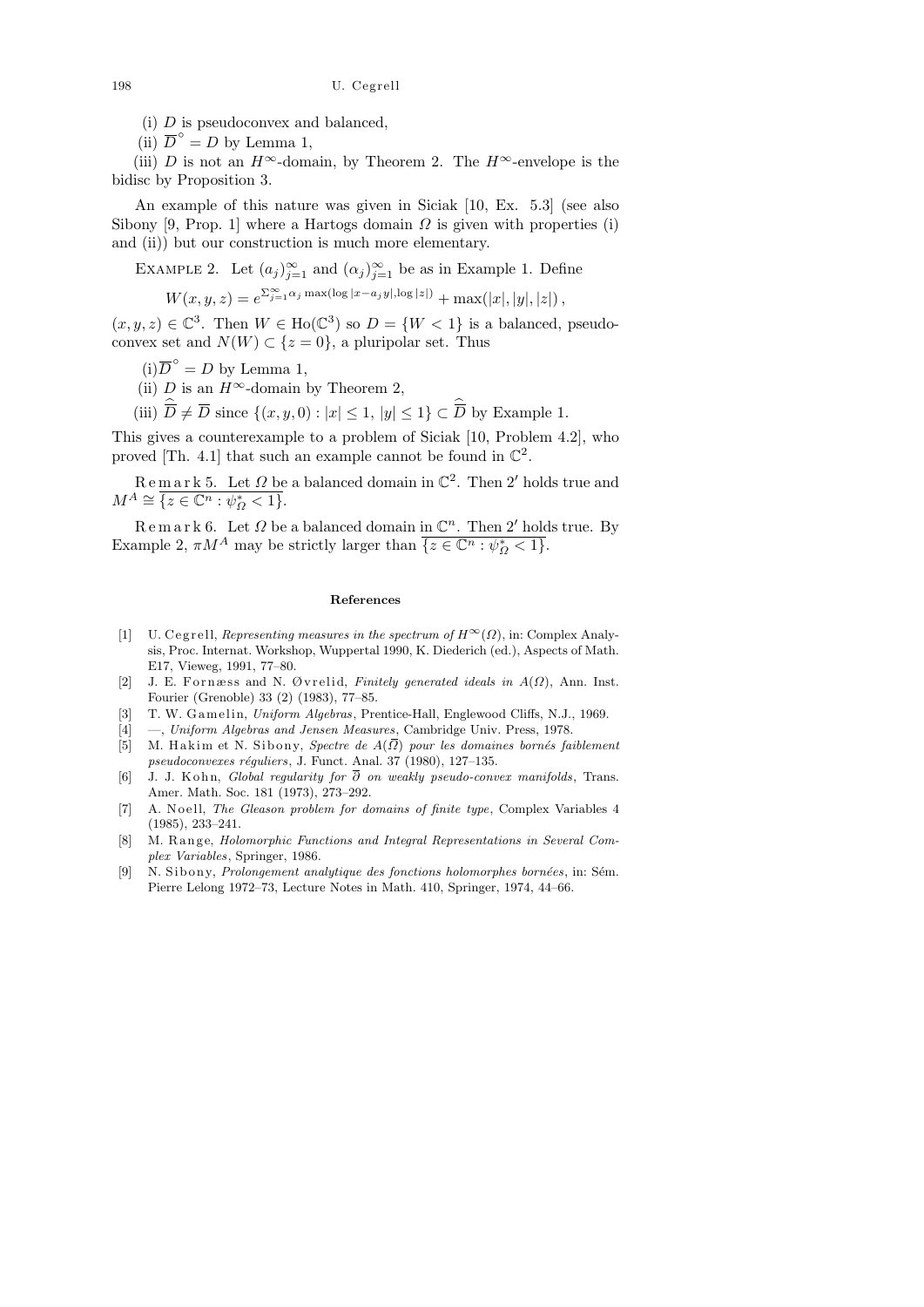(i) $D$ is pseudoconvex and balanced,

(ii) $\overline{D}^{\circ} = D$ by Lemma 1,

(iii) $D$ is not an $H^\infty$-domain, by Theorem 2. The $H^\infty$-envelope is the bidisc by Proposition 3.

An example of this nature was given in Siciak [10, Ex. 5.3] (see also Sibony [9, Prop. 1] where a Hartogs domain $\Omega$ is given with properties (i) and (ii)) but our construction is much more elementary.

EXAMPLE 2. Let $(a_j)_{j=1}^\infty$ and $(\alpha_j)_{j=1}^\infty$ be as in Example 1. Define

$$W(x,y,z) = e^{\Sigma_{j=1}^\infty \alpha_j \max(\log|x-a_j y|, \log|z|)} + \max(|x|,|y|,|z|),$$

$(x,y,z) \in \mathbb{C}^3$. Then $W \in \mathrm{Ho}(\mathbb{C}^3)$ so $D = \{W < 1\}$ is a balanced, pseudoconvex set and $N(W) \subset \{z = 0\}$, a pluripolar set. Thus

(i) $\overline{D}^{\circ} = D$ by Lemma 1,

(ii) $D$ is an $H^\infty$-domain by Theorem 2,

(iii) $\widehat{\overline{D}} \neq \overline{D}$ since $\{(x,y,0) : |x| \le 1, |y| \le 1\} \subset \widehat{\overline{D}}$ by Example 1.

This gives a counterexample to a problem of Siciak [10, Problem 4.2], who proved [Th. 4.1] that such an example cannot be found in $\mathbb{C}^2$.

Remark 5. Let $\Omega$ be a balanced domain in $\mathbb{C}^2$. Then $2'$ holds true and $M^A \cong \overline{\{z \in \mathbb{C}^n : \psi_\Omega^* < 1\}}$.

Remark 6. Let $\Omega$ be a balanced domain in $\mathbb{C}^n$. Then $2'$ holds true. By Example 2, $\pi M^A$ may be strictly larger than $\overline{\{z \in \mathbb{C}^n : \psi_\Omega^* < 1\}}$.

## References

[1] U. Cegrell, *Representing measures in the spectrum of $H^\infty(\Omega)$*, in: Complex Analysis, Proc. Internat. Workshop, Wuppertal 1990, K. Diederich (ed.), Aspects of Math. E17, Vieweg, 1991, 77–80.

[2] J. E. Fornæss and N. Øvrelid, *Finitely generated ideals in $A(\Omega)$*, Ann. Inst. Fourier (Grenoble) 33 (2) (1983), 77–85.

[3] T. W. Gamelin, *Uniform Algebras*, Prentice-Hall, Englewood Cliffs, N.J., 1969.

[4] —, *Uniform Algebras and Jensen Measures*, Cambridge Univ. Press, 1978.

[5] M. Hakim et N. Sibony, *Spectre de $A(\overline{\Omega})$ pour les domaines bornés faiblement pseudoconvexes réguliers*, J. Funct. Anal. 37 (1980), 127–135.

[6] J. J. Kohn, *Global regularity for $\overline{\partial}$ on weakly pseudo-convex manifolds*, Trans. Amer. Math. Soc. 181 (1973), 273–292.

[7] A. Noell, *The Gleason problem for domains of finite type*, Complex Variables 4 (1985), 233–241.

[8] M. Range, *Holomorphic Functions and Integral Representations in Several Complex Variables*, Springer, 1986.

[9] N. Sibony, *Prolongement analytique des fonctions holomorphes bornées*, in: Sém. Pierre Lelong 1972–73, Lecture Notes in Math. 410, Springer, 1974, 44–66.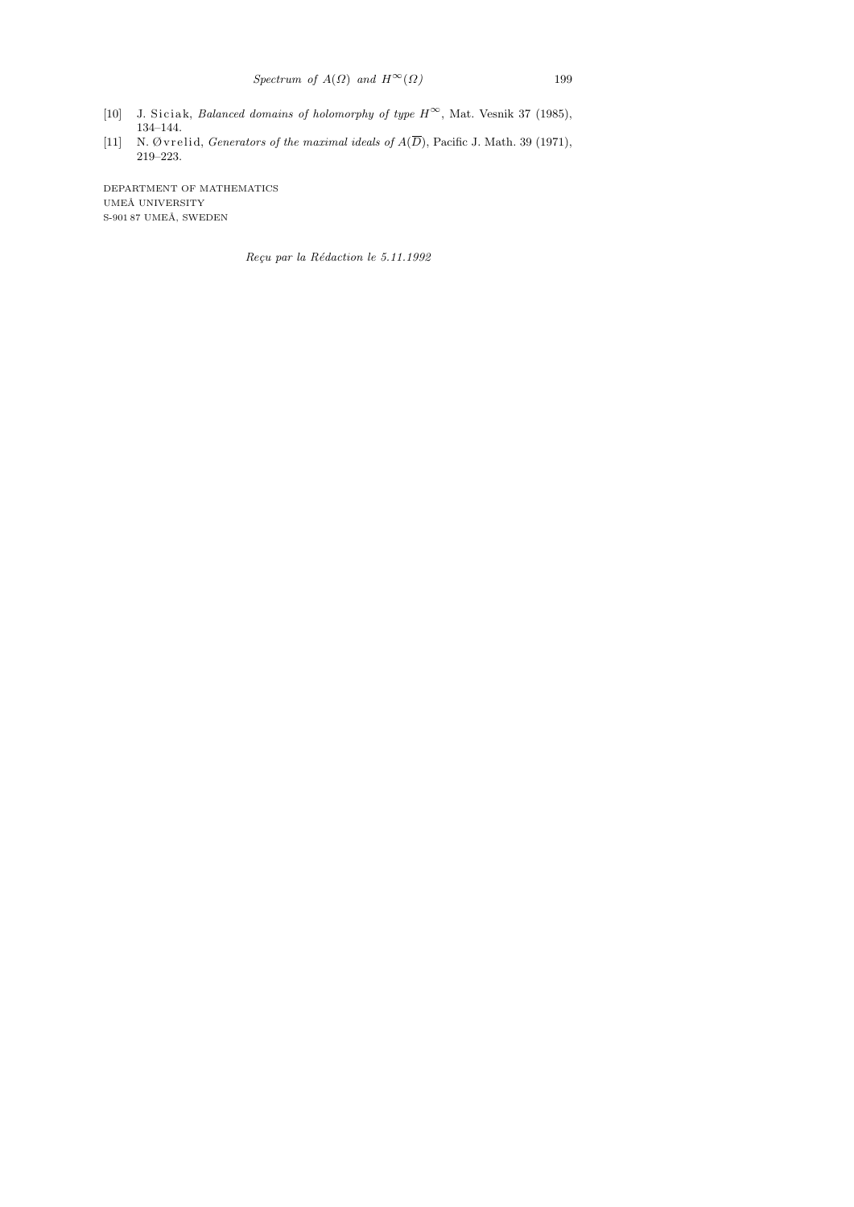[10] J. Siciak, *Balanced domains of holomorphy of type $H^\infty$*, Mat. Vesnik 37 (1985), 134–144.

[11] N. Øvrelid, *Generators of the maximal ideals of $A(\overline{D})$*, Pacific J. Math. 39 (1971), 219–223.

DEPARTMENT OF MATHEMATICS
UMEÅ UNIVERSITY
S-901 87 UMEÅ, SWEDEN

*Reçu par la Rédaction le 5.11.1992*